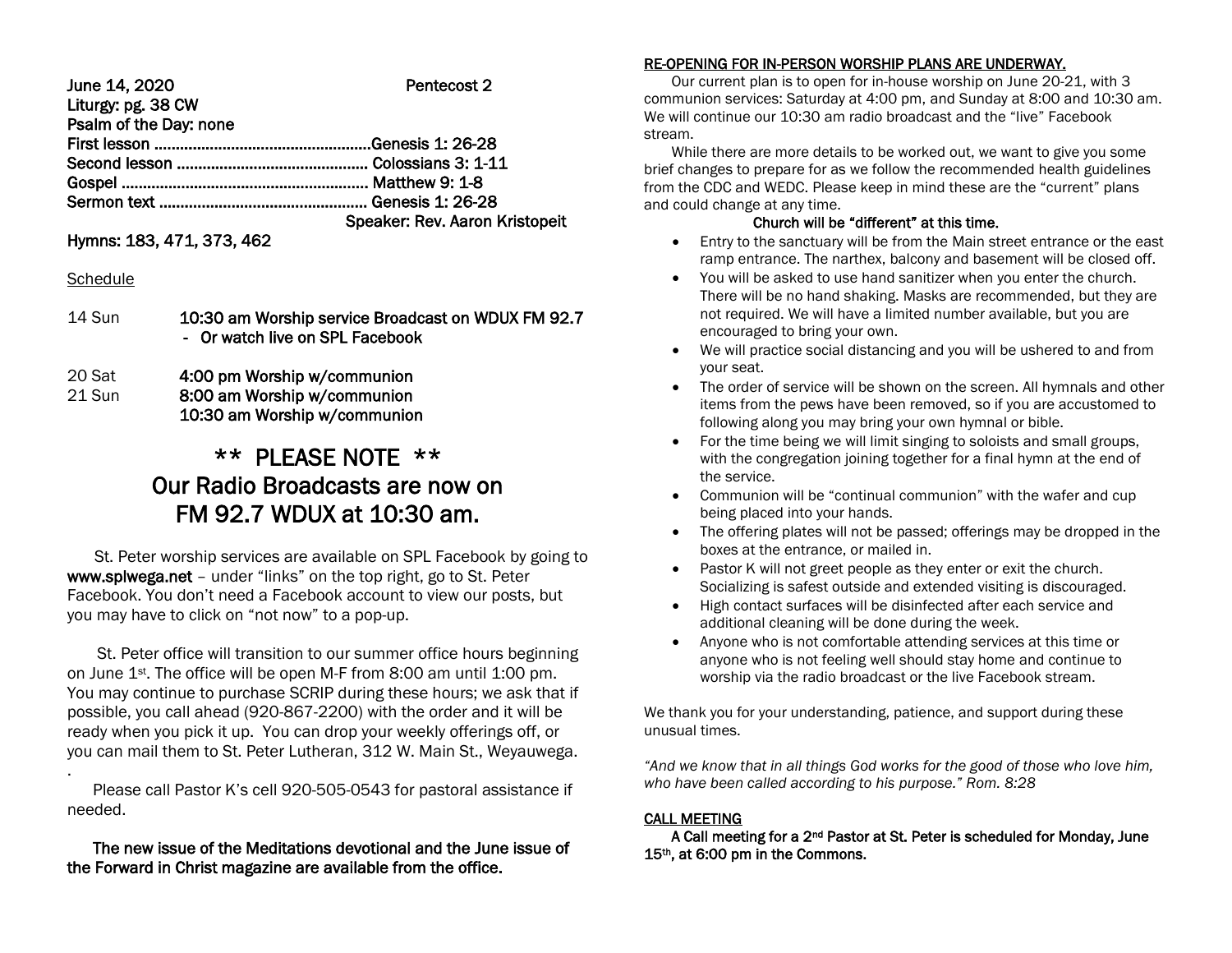**June 14, 2020** **Pentecost 2**

**Liturgy: pg. 38 CW**

**Psalm of the Day: none**

**First lesson ..................................................Genesis 1: 26-28**

**Second lesson ............................................ Colossians 3: 1-11**

**Gospel ......................................................... Matthew 9: 1-8**

**Sermon text ................................................ Genesis 1: 26-28**

**Speaker: Rev. Aaron Kristopeit**

**Hymns: 183, 471, 373, 462**

Schedule

| | |
|---|---|
| 14 Sun | **10:30 am Worship service Broadcast on WDUX FM 92.7** <br> **- Or watch live on SPL Facebook** |
| 20 Sat | **4:00 pm Worship w/communion** |
| 21 Sun | **8:00 am Worship w/communion** <br> **10:30 am Worship w/communion** |

## ** PLEASE NOTE ** Our Radio Broadcasts are now on FM 92.7 WDUX at 10:30 am.

St. Peter worship services are available on SPL Facebook by going to **www.splwega.net** – under "links" on the top right, go to St. Peter Facebook. You don't need a Facebook account to view our posts, but you may have to click on "not now" to a pop-up.

St. Peter office will transition to our summer office hours beginning on June 1st. The office will be open M-F from 8:00 am until 1:00 pm. You may continue to purchase SCRIP during these hours; we ask that if possible, you call ahead (920-867-2200) with the order and it will be ready when you pick it up. You can drop your weekly offerings off, or you can mail them to St. Peter Lutheran, 312 W. Main St., Weyauwega.

Please call Pastor K's cell 920-505-0543 for pastoral assistance if needed.

**The new issue of the Meditations devotional and the June issue of the Forward in Christ magazine are available from the office.**

**RE-OPENING FOR IN-PERSON WORSHIP PLANS ARE UNDERWAY.**

Our current plan is to open for in-house worship on June 20-21, with 3 communion services: Saturday at 4:00 pm, and Sunday at 8:00 and 10:30 am. We will continue our 10:30 am radio broadcast and the "live" Facebook stream.

While there are more details to be worked out, we want to give you some brief changes to prepare for as we follow the recommended health guidelines from the CDC and WEDC. Please keep in mind these are the "current" plans and could change at any time.

**Church will be "different" at this time.**

- Entry to the sanctuary will be from the Main street entrance or the east ramp entrance. The narthex, balcony and basement will be closed off.
- You will be asked to use hand sanitizer when you enter the church. There will be no hand shaking. Masks are recommended, but they are not required. We will have a limited number available, but you are encouraged to bring your own.
- We will practice social distancing and you will be ushered to and from your seat.
- The order of service will be shown on the screen. All hymnals and other items from the pews have been removed, so if you are accustomed to following along you may bring your own hymnal or bible.
- For the time being we will limit singing to soloists and small groups, with the congregation joining together for a final hymn at the end of the service.
- Communion will be "continual communion" with the wafer and cup being placed into your hands.
- The offering plates will not be passed; offerings may be dropped in the boxes at the entrance, or mailed in.
- Pastor K will not greet people as they enter or exit the church. Socializing is safest outside and extended visiting is discouraged.
- High contact surfaces will be disinfected after each service and additional cleaning will be done during the week.
- Anyone who is not comfortable attending services at this time or anyone who is not feeling well should stay home and continue to worship via the radio broadcast or the live Facebook stream.

We thank you for your understanding, patience, and support during these unusual times.

*"And we know that in all things God works for the good of those who love him, who have been called according to his purpose." Rom. 8:28*

**CALL MEETING**

**A Call meeting for a 2nd Pastor at St. Peter is scheduled for Monday, June 15th, at 6:00 pm in the Commons.**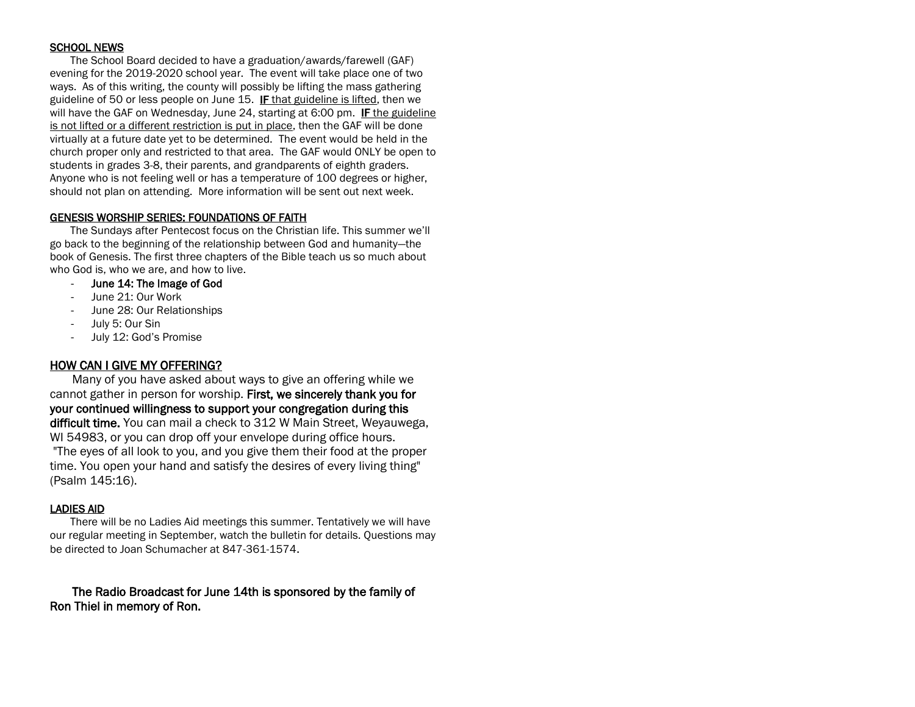## SCHOOL NEWS

The School Board decided to have a graduation/awards/farewell (GAF) evening for the 2019-2020 school year. The event will take place one of two ways. As of this writing, the county will possibly be lifting the mass gathering guideline of 50 or less people on June 15. **IF** that guideline is lifted, then we will have the GAF on Wednesday, June 24, starting at 6:00 pm. **IF** the guideline is not lifted or a different restriction is put in place, then the GAF will be done virtually at a future date yet to be determined. The event would be held in the church proper only and restricted to that area. The GAF would ONLY be open to students in grades 3-8, their parents, and grandparents of eighth graders. Anyone who is not feeling well or has a temperature of 100 degrees or higher, should not plan on attending. More information will be sent out next week.

## GENESIS WORSHIP SERIES: FOUNDATIONS OF FAITH

The Sundays after Pentecost focus on the Christian life. This summer we'll go back to the beginning of the relationship between God and humanity—the book of Genesis. The first three chapters of the Bible teach us so much about who God is, who we are, and how to live.

- **June 14: The Image of God**
- June 21: Our Work
- June 28: Our Relationships
- July 5: Our Sin
- July 12: God's Promise

## HOW CAN I GIVE MY OFFERING?

Many of you have asked about ways to give an offering while we cannot gather in person for worship. **First, we sincerely thank you for your continued willingness to support your congregation during this difficult time.** You can mail a check to 312 W Main Street, Weyauwega, WI 54983, or you can drop off your envelope during office hours.
"The eyes of all look to you, and you give them their food at the proper time. You open your hand and satisfy the desires of every living thing" (Psalm 145:16).

## LADIES AID

There will be no Ladies Aid meetings this summer. Tentatively we will have our regular meeting in September, watch the bulletin for details. Questions may be directed to Joan Schumacher at 847-361-1574.

**The Radio Broadcast for June 14th is sponsored by the family of Ron Thiel in memory of Ron.**